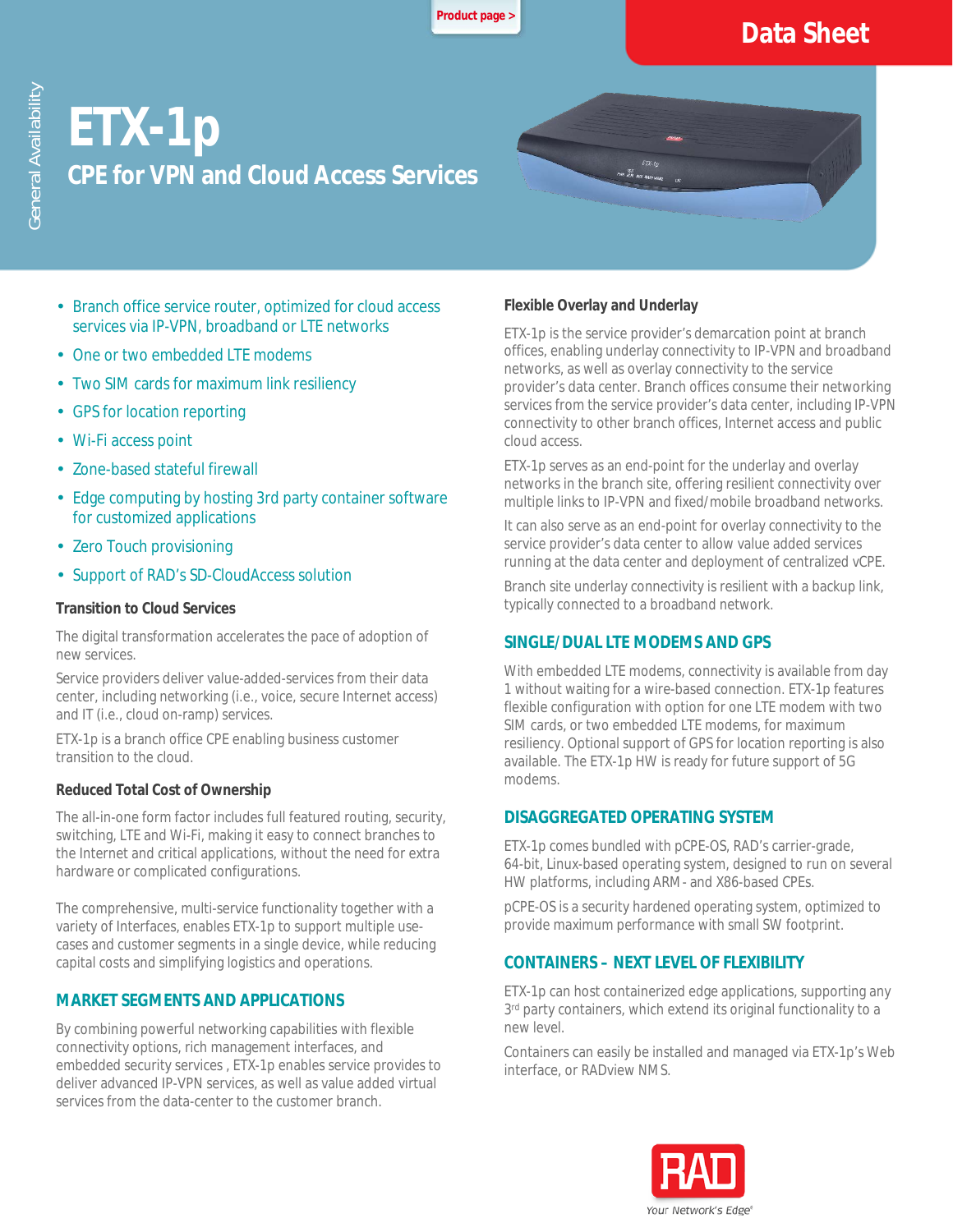Product page >

Data Sheet

General Availability

# ETX-1p

## CPE for VPN and Cloud Access Services

- Branch office service router, optimized for cloud access services via IP-VPN, broadband or LTE networks
- One or two embedded LTE modems
- Two SIM cards for maximum link resiliency
- GPS for location reporting
- Wi-Fi access point
- Zone-based stateful firewall
- Edge computing by hosting 3rd party container software for customized applications
- Zero Touch provisioning
- Support of RAD's SD-CloudAccess solution

**Transition to Cloud Services**

The digital transformation accelerates the pace of adoption of new services.

Service providers deliver value-added-services from their data center, including networking (i.e., voice, secure Internet access) and IT (i.e., cloud on-ramp) services.

ETX-1p is a branch office CPE enabling business customer transition to the cloud.

**Reduced Total Cost of Ownership**

The all-in-one form factor includes full featured routing, security, switching, LTE and Wi-Fi, making it easy to connect branches to the Internet and critical applications, without the need for extra hardware or complicated configurations.

The comprehensive, multi-service functionality together with a variety of Interfaces, enables ETX-1p to support multiple use-cases and customer segments in a single device, while reducing capital costs and simplifying logistics and operations.

### MARKET SEGMENTS AND APPLICATIONS

By combining powerful networking capabilities with flexible connectivity options, rich management interfaces, and embedded security services , ETX-1p enables service provides to deliver advanced IP-VPN services, as well as value added virtual services from the data-center to the customer branch.

**Flexible Overlay and Underlay**

ETX-1p is the service provider's demarcation point at branch offices, enabling underlay connectivity to IP-VPN and broadband networks, as well as overlay connectivity to the service provider's data center. Branch offices consume their networking services from the service provider's data center, including IP-VPN connectivity to other branch offices, Internet access and public cloud access.

ETX-1p serves as an end-point for the underlay and overlay networks in the branch site, offering resilient connectivity over multiple links to IP-VPN and fixed/mobile broadband networks.

It can also serve as an end-point for overlay connectivity to the service provider's data center to allow value added services running at the data center and deployment of centralized vCPE.

Branch site underlay connectivity is resilient with a backup link, typically connected to a broadband network.

### SINGLE/DUAL LTE MODEMS AND GPS

With embedded LTE modems, connectivity is available from day 1 without waiting for a wire-based connection. ETX-1p features flexible configuration with option for one LTE modem with two SIM cards, or two embedded LTE modems, for maximum resiliency. Optional support of GPS for location reporting is also available. The ETX-1p HW is ready for future support of 5G modems.

### DISAGGREGATED OPERATING SYSTEM

ETX-1p comes bundled with pCPE-OS, RAD's carrier-grade, 64-bit, Linux-based operating system, designed to run on several HW platforms, including ARM- and X86-based CPEs.

pCPE-OS is a security hardened operating system, optimized to provide maximum performance with small SW footprint.

### CONTAINERS – NEXT LEVEL OF FLEXIBILITY

ETX-1p can host containerized edge applications, supporting any 3rd party containers, which extend its original functionality to a new level.

Containers can easily be installed and managed via ETX-1p's Web interface, or RADview NMS.

RAD
Your Network's Edge®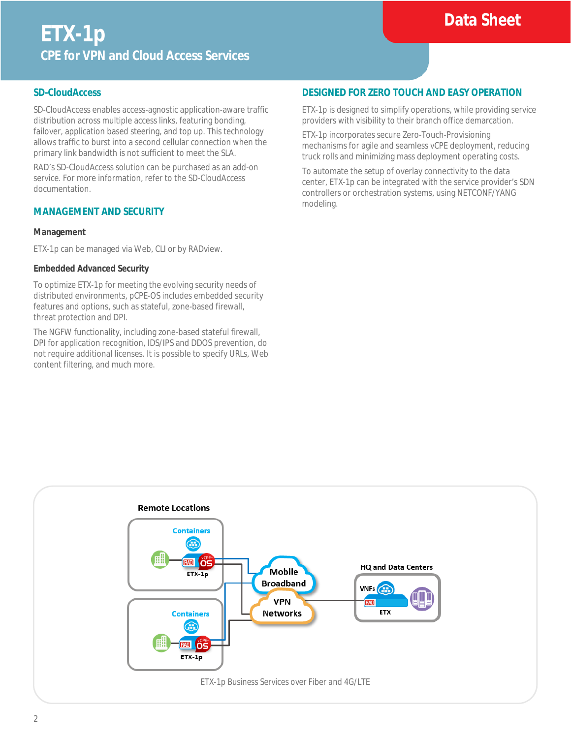## SD-CloudAccess

SD-CloudAccess enables access-agnostic application-aware traffic distribution across multiple access links, featuring bonding, failover, application based steering, and top up. This technology allows traffic to burst into a second cellular connection when the primary link bandwidth is not sufficient to meet the SLA.

RAD's SD-CloudAccess solution can be purchased as an add-on service. For more information, refer to the SD-CloudAccess documentation.

## MANAGEMENT AND SECURITY

### Management

ETX-1p can be managed via Web, CLI or by RADview.

### Embedded Advanced Security

To optimize ETX-1p for meeting the evolving security needs of distributed environments, pCPE-OS includes embedded security features and options, such as stateful, zone-based firewall, threat protection and DPI.

The NGFW functionality, including zone-based stateful firewall, DPI for application recognition, IDS/IPS and DDOS prevention, do not require additional licenses. It is possible to specify URLs, Web content filtering, and much more.

## DESIGNED FOR ZERO TOUCH AND EASY OPERATION

ETX-1p is designed to simplify operations, while providing service providers with visibility to their branch office demarcation.

ETX-1p incorporates secure Zero-Touch-Provisioning mechanisms for agile and seamless vCPE deployment, reducing truck rolls and minimizing mass deployment operating costs.

To automate the setup of overlay connectivity to the data center, ETX-1p can be integrated with the service provider's SDN controllers or orchestration systems, using NETCONF/YANG modeling.

ETX-1p Business Services over Fiber and 4G/LTE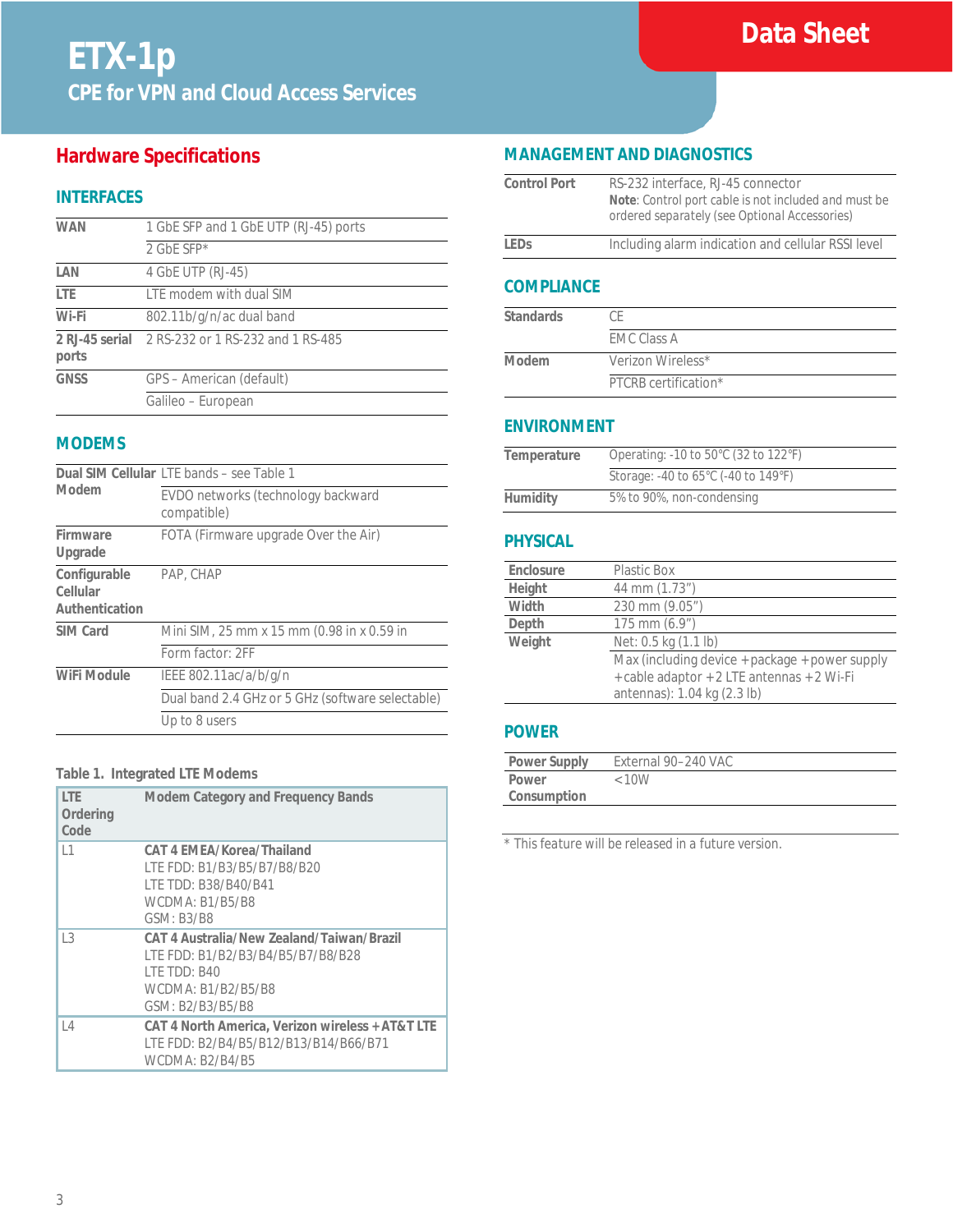# ETX-1p

## CPE for VPN and Cloud Access Services

Data Sheet

## Hardware Specifications

### INTERFACES

| | |
|---|---|
| **WAN** | 1 GbE SFP and 1 GbE UTP (RJ-45) ports |
| | 2 GbE SFP* |
| **LAN** | 4 GbE UTP (RJ-45) |
| **LTE** | LTE modem with dual SIM |
| **Wi-Fi** | 802.11b/g/n/ac dual band |
| **2 RJ-45 serial ports** | 2 RS-232 or 1 RS-232 and 1 RS-485 |
| **GNSS** | GPS – American (default) |
| | Galileo – European |

### MODEMS

| | |
|---|---|
| **Dual SIM Cellular Modem** | LTE bands – see Table 1 |
| | EVDO networks (technology backward compatible) |
| **Firmware Upgrade** | FOTA (Firmware upgrade Over the Air) |
| **Configurable Cellular Authentication** | PAP, CHAP |
| **SIM Card** | Mini SIM, 25 mm x 15 mm (0.98 in x 0.59 in |
| | Form factor: 2FF |
| **WiFi Module** | IEEE 802.11ac/a/b/g/n |
| | Dual band 2.4 GHz or 5 GHz (software selectable) |
| | Up to 8 users |

Table 1. Integrated LTE Modems

| LTE Ordering Code | Modem Category and Frequency Bands |
|---|---|
| L1 | **CAT 4 EMEA/Korea/Thailand**<br>LTE FDD: B1/B3/B5/B7/B8/B20<br>LTE TDD: B38/B40/B41<br>WCDMA: B1/B5/B8<br>GSM: B3/B8 |
| L3 | **CAT 4 Australia/New Zealand/Taiwan/Brazil**<br>LTE FDD: B1/B2/B3/B4/B5/B7/B8/B28<br>LTE TDD: B40<br>WCDMA: B1/B2/B5/B8<br>GSM: B2/B3/B5/B8 |
| L4 | **CAT 4 North America, Verizon wireless +AT&T LTE**<br>LTE FDD: B2/B4/B5/B12/B13/B14/B66/B71<br>WCDMA: B2/B4/B5 |

### MANAGEMENT AND DIAGNOSTICS

| | |
|---|---|
| **Control Port** | RS-232 interface, RJ-45 connector<br>**Note**: Control port cable is not included and must be ordered separately (see Optional Accessories) |
| **LEDs** | Including alarm indication and cellular RSSI level |

### COMPLIANCE

| | |
|---|---|
| **Standards** | CE |
| | EMC Class A |
| **Modem** | Verizon Wireless* |
| | PTCRB certification* |

### ENVIRONMENT

| | |
|---|---|
| **Temperature** | Operating: -10 to 50°C (32 to 122°F) |
| | Storage: -40 to 65°C (-40 to 149°F) |
| **Humidity** | 5% to 90%, non-condensing |

### PHYSICAL

| | |
|---|---|
| **Enclosure** | Plastic Box |
| **Height** | 44 mm (1.73") |
| **Width** | 230 mm (9.05") |
| **Depth** | 175 mm (6.9") |
| **Weight** | Net: 0.5 kg (1.1 lb) |
| | Max (including device +package +power supply +cable adaptor +2 LTE antennas +2 Wi-Fi antennas): 1.04 kg (2.3 lb) |

### POWER

| | |
|---|---|
| **Power Supply** | External 90–240 VAC |
| **Power Consumption** | <10W |

* This feature will be released in a future version.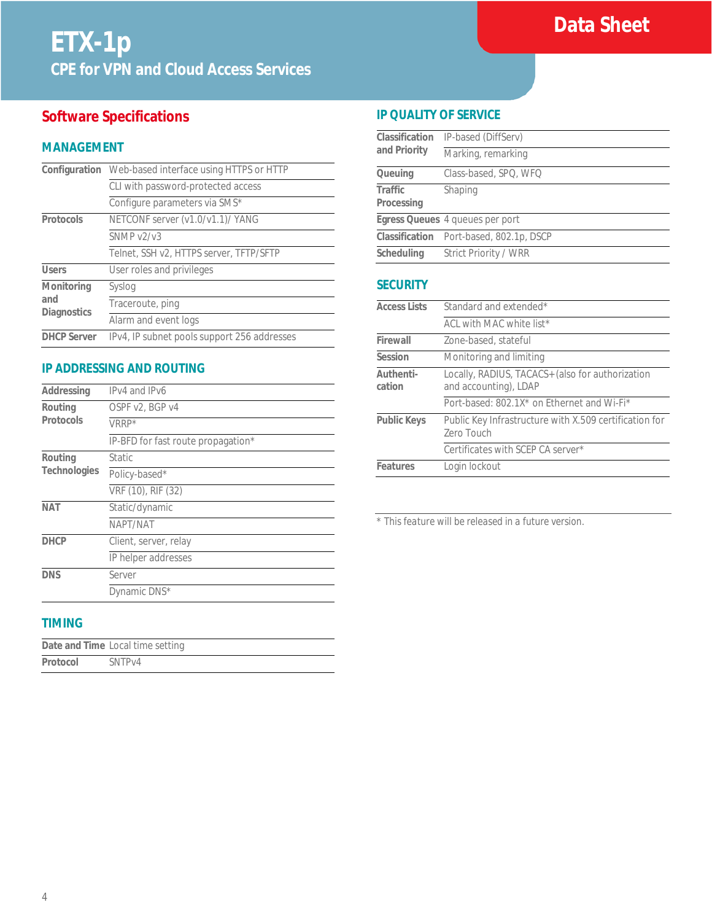# ETX-1p

## CPE for VPN and Cloud Access Services

Data Sheet

## Software Specifications

### MANAGEMENT

| | |
|---|---|
| **Configuration** | Web-based interface using HTTPS or HTTP |
| | CLI with password-protected access |
| | Configure parameters via SMS* |
| **Protocols** | NETCONF server (v1.0/v1.1)/ YANG |
| | SNMP v2/v3 |
| | Telnet, SSH v2, HTTPS server, TFTP/SFTP |
| **Users** | User roles and privileges |
| **Monitoring and Diagnostics** | Syslog |
| | Traceroute, ping |
| | Alarm and event logs |
| **DHCP Server** | IPv4, IP subnet pools support 256 addresses |

### IP ADDRESSING AND ROUTING

| | |
|---|---|
| **Addressing** | IPv4 and IPv6 |
| **Routing Protocols** | OSPF v2, BGP v4 |
| | VRRP* |
| | IP-BFD for fast route propagation* |
| **Routing Technologies** | Static |
| | Policy-based* |
| | VRF (10), RIF (32) |
| **NAT** | Static/dynamic |
| | NAPT/NAT |
| **DHCP** | Client, server, relay |
| | IP helper addresses |
| **DNS** | Server |
| | Dynamic DNS* |

### TIMING

| | |
|---|---|
| **Date and Time** | Local time setting |
| **Protocol** | SNTPv4 |

### IP QUALITY OF SERVICE

| | |
|---|---|
| **Classification and Priority** | IP-based (DiffServ) |
| | Marking, remarking |
| **Queuing** | Class-based, SPQ, WFQ |
| **Traffic Processing** | Shaping |
| **Egress Queues** | 4 queues per port |
| **Classification** | Port-based, 802.1p, DSCP |
| **Scheduling** | Strict Priority / WRR |

### SECURITY

| | |
|---|---|
| **Access Lists** | Standard and extended* |
| | ACL with MAC white list* |
| **Firewall** | Zone-based, stateful |
| **Session** | Monitoring and limiting |
| **Authentication** | Locally, RADIUS, TACACS+ (also for authorization and accounting), LDAP |
| | Port-based: 802.1X* on Ethernet and Wi-Fi* |
| **Public Keys** | Public Key Infrastructure with X.509 certification for Zero Touch |
| | Certificates with SCEP CA server* |
| **Features** | Login lockout |

* This feature will be released in a future version.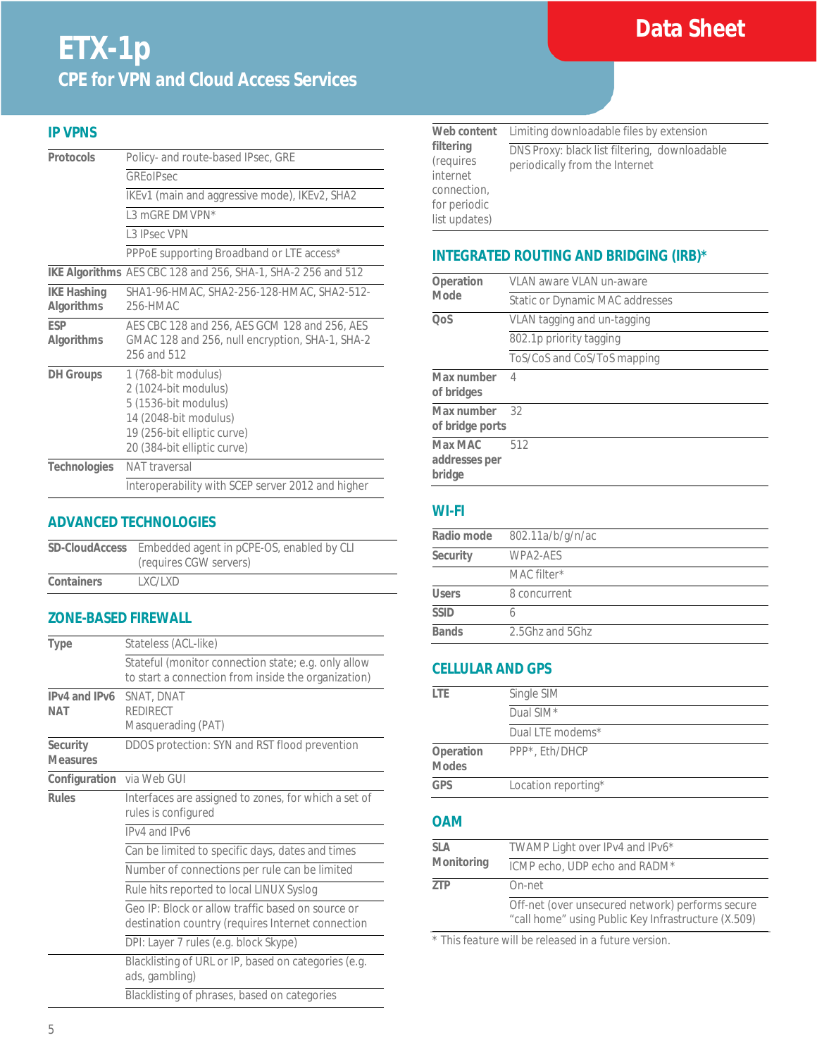# ETX-1p

## CPE for VPN and Cloud Access Services

Data Sheet

### IP VPNS

| | |
|---|---|
| **Protocols** | Policy- and route-based IPsec, GRE |
| | GREoIPsec |
| | IKEv1 (main and aggressive mode), IKEv2, SHA2 |
| | L3 mGRE DMVPN* |
| | L3 IPsec VPN |
| | PPPoE supporting Broadband or LTE access* |
| **IKE Algorithms** | AES CBC 128 and 256, SHA-1, SHA-2 256 and 512 |
| **IKE Hashing Algorithms** | SHA1-96-HMAC, SHA2-256-128-HMAC, SHA2-512-256-HMAC |
| **ESP Algorithms** | AES CBC 128 and 256, AES GCM 128 and 256, AES GMAC 128 and 256, null encryption, SHA-1, SHA-2 256 and 512 |
| **DH Groups** | 1 (768-bit modulus)<br>2 (1024-bit modulus)<br>5 (1536-bit modulus)<br>14 (2048-bit modulus)<br>19 (256-bit elliptic curve)<br>20 (384-bit elliptic curve) |
| **Technologies** | NAT traversal |
| | Interoperability with SCEP server 2012 and higher |

### ADVANCED TECHNOLOGIES

| | |
|---|---|
| **SD-CloudAccess** | Embedded agent in pCPE-OS, enabled by CLI (requires CGW servers) |
| **Containers** | LXC/LXD |

### ZONE-BASED FIREWALL

| | |
|---|---|
| **Type** | Stateless (ACL-like) |
| | Stateful (monitor connection state; e.g. only allow to start a connection from inside the organization) |
| **IPv4 and IPv6 NAT** | SNAT, DNAT<br>REDIRECT<br>Masquerading (PAT) |
| **Security Measures** | DDOS protection: SYN and RST flood prevention |
| **Configuration** | via Web GUI |
| **Rules** | Interfaces are assigned to zones, for which a set of rules is configured |
| | IPv4 and IPv6 |
| | Can be limited to specific days, dates and times |
| | Number of connections per rule can be limited |
| | Rule hits reported to local LINUX Syslog |
| | Geo IP: Block or allow traffic based on source or destination country (requires Internet connection |
| | DPI: Layer 7 rules (e.g. block Skype) |
| | Blacklisting of URL or IP, based on categories (e.g. ads, gambling) |
| | Blacklisting of phrases, based on categories |
| **Web content filtering** (requires internet connection, for periodic list updates) | Limiting downloadable files by extension |
| | DNS Proxy: black list filtering, downloadable periodically from the Internet |

### INTEGRATED ROUTING AND BRIDGING (IRB)*

| | |
|---|---|
| **Operation Mode** | VLAN aware VLAN un-aware |
| | Static or Dynamic MAC addresses |
| **QoS** | VLAN tagging and un-tagging |
| | 802.1p priority tagging |
| | ToS/CoS and CoS/ToS mapping |
| **Max number of bridges** | 4 |
| **Max number of bridge ports** | 32 |
| **Max MAC addresses per bridge** | 512 |

### WI-FI

| | |
|---|---|
| **Radio mode** | 802.11a/b/g/n/ac |
| **Security** | WPA2-AES |
| | MAC filter* |
| **Users** | 8 concurrent |
| **SSID** | 6 |
| **Bands** | 2.5Ghz and 5Ghz |

### CELLULAR AND GPS

| | |
|---|---|
| **LTE** | Single SIM |
| | Dual SIM* |
| | Dual LTE modems* |
| **Operation Modes** | PPP*, Eth/DHCP |
| **GPS** | Location reporting* |

### OAM

| | |
|---|---|
| **SLA Monitoring** | TWAMP Light over IPv4 and IPv6* |
| | ICMP echo, UDP echo and RADM* |
| **ZTP** | On-net |
| | Off-net (over unsecured network) performs secure "call home" using Public Key Infrastructure (X.509) |

\* This feature will be released in a future version.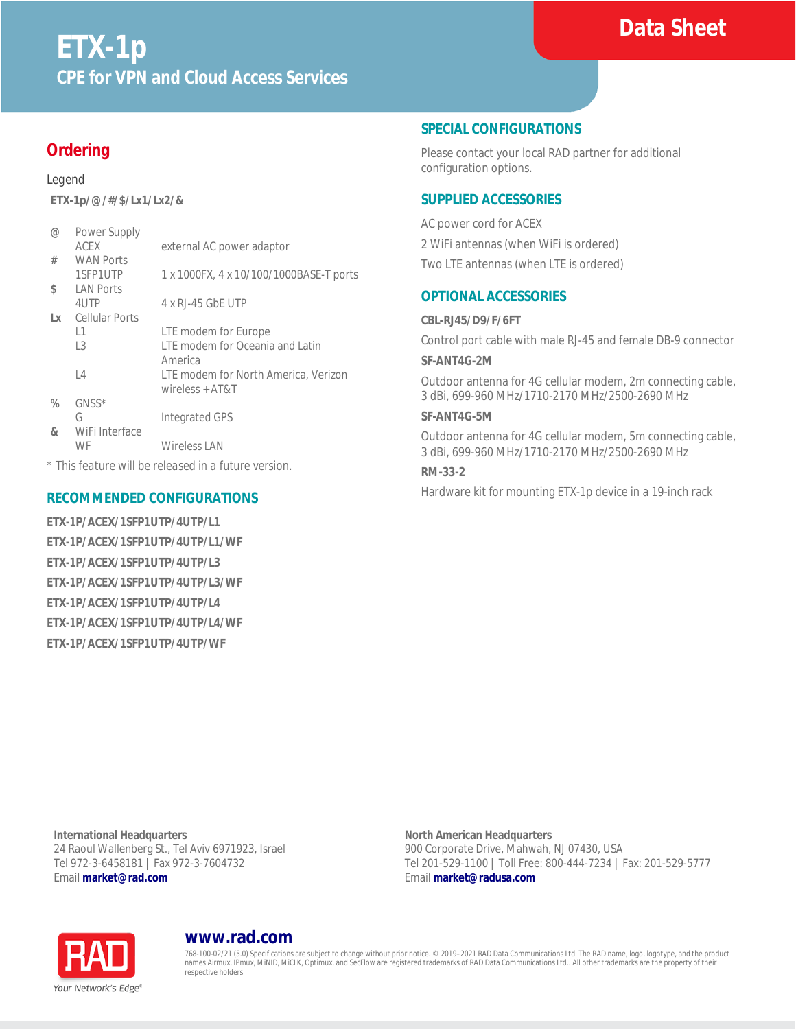# ETX-1p

## CPE for VPN and Cloud Access Services

Data Sheet

## Ordering

Legend

**ETX-1p/@/#/$/Lx1/Lx2/&**

| | | |
|---|---|---|
| @ | Power Supply | |
| | ACEX | external AC power adaptor |
| # | WAN Ports | |
| | 1SFP1UTP | 1 x 1000FX, 4 x 10/100/1000BASE-T ports |
| $ | LAN Ports | |
| | 4UTP | 4 x RJ-45 GbE UTP |
| **Lx** | Cellular Ports | |
| | L1 | LTE modem for Europe |
| | L3 | LTE modem for Oceania and Latin America |
| | L4 | LTE modem for North America, Verizon wireless +AT&T |
| % | GNSS* | |
| | G | Integrated GPS |
| & | WiFi Interface | |
| | WF | Wireless LAN |

* This feature will be released in a future version.

### RECOMMENDED CONFIGURATIONS

**ETX-1P/ACEX/1SFP1UTP/4UTP/L1**

**ETX-1P/ACEX/1SFP1UTP/4UTP/L1/WF**

**ETX-1P/ACEX/1SFP1UTP/4UTP/L3**

**ETX-1P/ACEX/1SFP1UTP/4UTP/L3/WF**

**ETX-1P/ACEX/1SFP1UTP/4UTP/L4**

**ETX-1P/ACEX/1SFP1UTP/4UTP/L4/WF**

**ETX-1P/ACEX/1SFP1UTP/4UTP/WF**

### SPECIAL CONFIGURATIONS

Please contact your local RAD partner for additional configuration options.

### SUPPLIED ACCESSORIES

AC power cord for ACEX

2 WiFi antennas (when WiFi is ordered)

Two LTE antennas (when LTE is ordered)

### OPTIONAL ACCESSORIES

**CBL-RJ45/D9/F/6FT**

Control port cable with male RJ-45 and female DB-9 connector

**SF-ANT4G-2M**

Outdoor antenna for 4G cellular modem, 2m connecting cable, 3 dBi, 699-960 MHz/1710-2170 MHz/2500-2690 MHz

**SF-ANT4G-5M**

Outdoor antenna for 4G cellular modem, 5m connecting cable, 3 dBi, 699-960 MHz/1710-2170 MHz/2500-2690 MHz

**RM-33-2**

Hardware kit for mounting ETX-1p device in a 19-inch rack

**International Headquarters**
24 Raoul Wallenberg St., Tel Aviv 6971923, Israel
Tel 972-3-6458181 | Fax 972-3-7604732
Email **market@rad.com**

**North American Headquarters**
900 Corporate Drive, Mahwah, NJ 07430, USA
Tel 201-529-1100 | Toll Free: 800-444-7234 | Fax: 201-529-5777
Email **market@radusa.com**

RAD
Your Network's Edge®

**www.rad.com**

768-100-02/21 (5.0) Specifications are subject to change without prior notice. © 2019–2021 RAD Data Communications Ltd. The RAD name, logo, logotype, and the product names Airmux, IPmux, MiNID, MiCLK, Optimux, and SecFlow are registered trademarks of RAD Data Communications Ltd.. All other trademarks are the property of their respective holders.